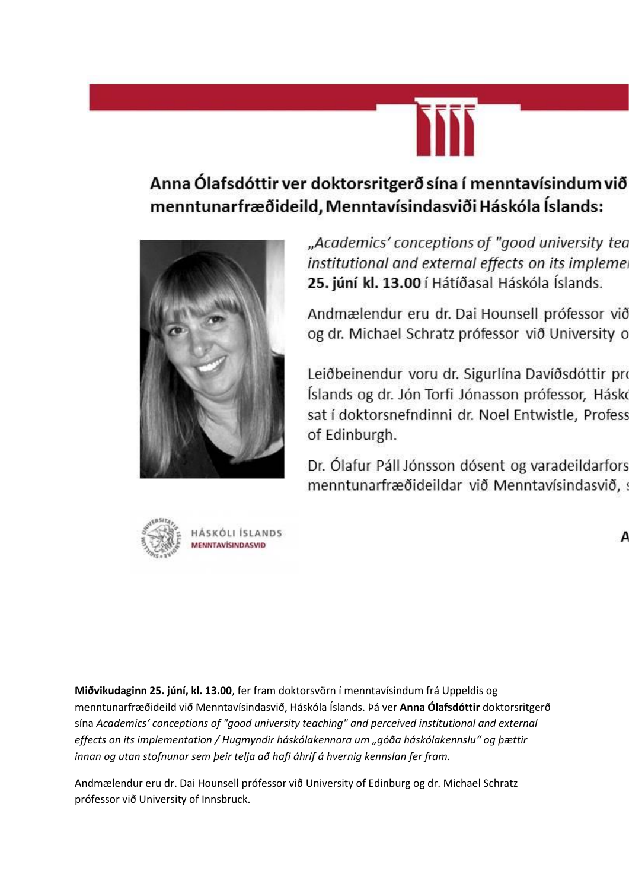# Anna Ólafsdóttir ver doktorsritgerð sína í menntavísindum við menntunarfræðideild, Menntavísindasviði Háskóla Íslands:

*„Academics' conceptions of "good university tea* *institutional and external effects on its impleme* **25. júní kl. 13.00** í Hátíðasal Háskóla Íslands.

Andmælendur eru dr. Dai Hounsell prófessor við og dr. Michael Schratz prófessor við University o

Leiðbeinendur voru dr. Sigurlína Davíðsdóttir pr Íslands og dr. Jón Torfi Jónasson prófessor, Hásk sat í doktorsnefndinni dr. Noel Entwistle, Profess of Edinburgh.

Dr. Ólafur Páll Jónsson dósent og varadeildarfors menntunarfræðideildar við Menntavísindasvið,

HÁSKÓLI ÍSLANDS
MENNTAVÍSINDASVIÐ

**Miðvikudaginn 25. júní, kl. 13.00**, fer fram doktorsvörn í menntavísindum frá Uppeldis og menntunarfræðideild við Menntavísindasvið, Háskóla Íslands. Þá ver **Anna Ólafsdóttir** doktorsritgerð sína *Academics' conceptions of "good university teaching" and perceived institutional and external effects on its implementation / Hugmyndir háskólakennara um „góða háskólakennslu" og þættir innan og utan stofnunar sem þeir telja að hafi áhrif á hvernig kennslan fer fram.*

Andmælendur eru dr. Dai Hounsell prófessor við University of Edinburg og dr. Michael Schratz prófessor við University of Innsbruck.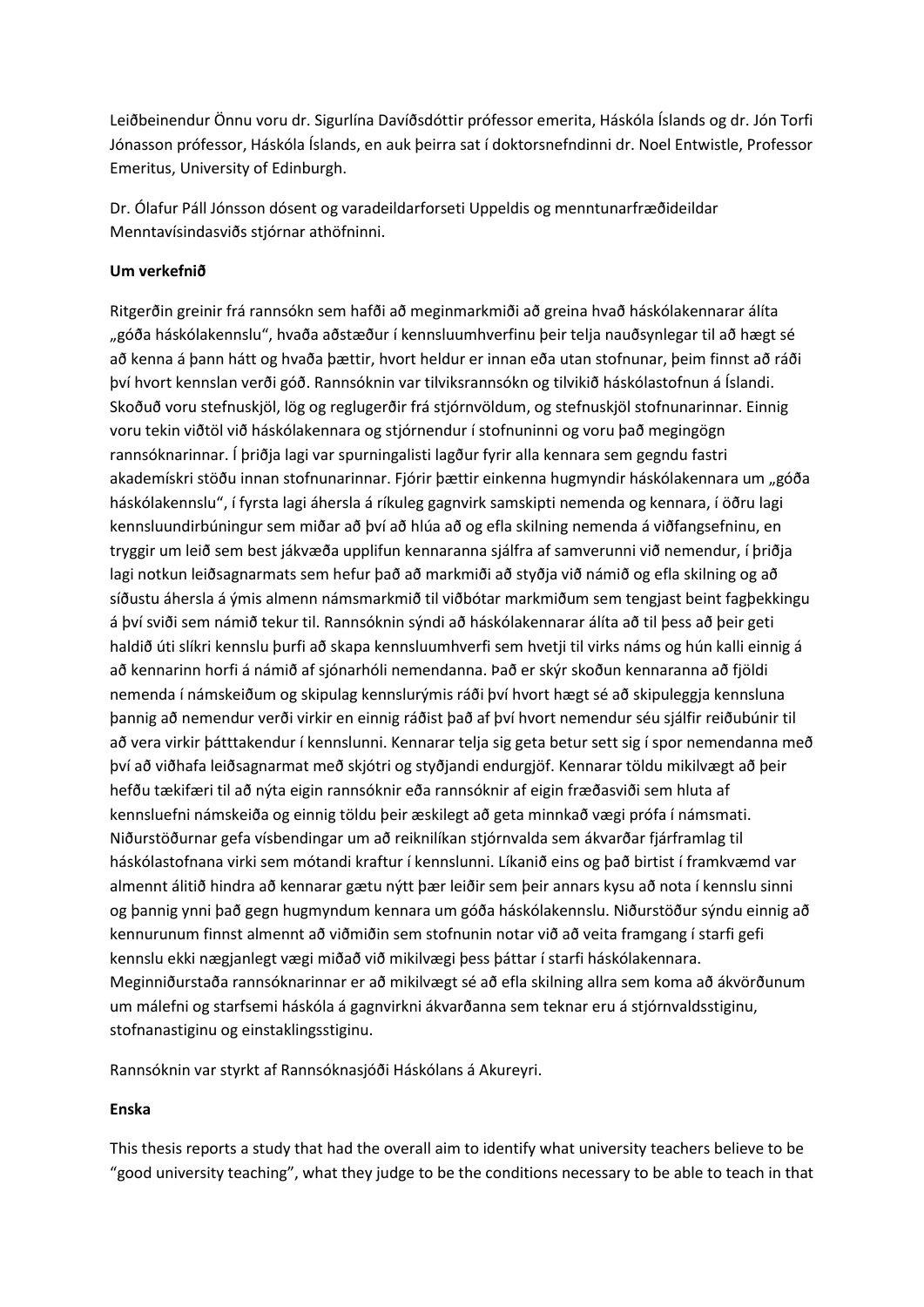Leiðbeinendur Önnu voru dr. Sigurlína Davíðsdóttir prófessor emerita, Háskóla Íslands og dr. Jón Torfi Jónasson prófessor, Háskóla Íslands, en auk þeirra sat í doktorsnefndinni dr. Noel Entwistle, Professor Emeritus, University of Edinburgh.

Dr. Ólafur Páll Jónsson dósent og varadeildarforseti Uppeldis og menntunarfræðideildar Menntavísindasviðs stjórnar athöfninni.

**Um verkefnið**

Ritgerðin greinir frá rannsókn sem hafði að meginmarkmiði að greina hvað háskólakennarar álíta „góða háskólakennslu", hvaða aðstæður í kennsluumhverfinu þeir telja nauðsynlegar til að hægt sé að kenna á þann hátt og hvaða þættir, hvort heldur er innan eða utan stofnunar, þeim finnst að ráði því hvort kennslan verði góð. Rannsóknin var tilviksrannsókn og tilvikið háskólastofnun á Íslandi. Skoðuð voru stefnuskjöl, lög og reglugerðir frá stjórnvöldum, og stefnuskjöl stofnunarinnar. Einnig voru tekin viðtöl við háskólakennara og stjórnendur í stofnuninni og voru það megingögn rannsóknarinnar. Í þriðja lagi var spurningalisti lagður fyrir alla kennara sem gegndu fastri akademískri stöðu innan stofnunarinnar. Fjórir þættir einkenna hugmyndir háskólakennara um „góða háskólakennslu", í fyrsta lagi áhersla á ríkuleg gagnvirk samskipti nemenda og kennara, í öðru lagi kennsluundirbúningur sem miðar að því að hlúa að og efla skilning nemenda á viðfangsefninu, en tryggir um leið sem best jákvæða upplifun kennaranna sjálfra af samverunni við nemendur, í þriðja lagi notkun leiðsagnarmats sem hefur það að markmiði að styðja við námið og efla skilning og að síðustu áhersla á ýmis almenn námsmarkmið til viðbótar markmiðum sem tengjast beint fagþekkingu á því sviði sem námið tekur til. Rannsóknin sýndi að háskólakennarar álíta að til þess að þeir geti haldið úti slíkri kennslu þurfi að skapa kennsluumhverfi sem hvetji til virks náms og hún kalli einnig á að kennarinn horfi á námið af sjónarhóli nemendanna. Það er skýr skoðun kennaranna að fjöldi nemenda í námskeiðum og skipulag kennslurýmis ráði því hvort hægt sé að skipuleggja kennsluna þannig að nemendur verði virkir en einnig ráðist það af því hvort nemendur séu sjálfir reiðubúnir til að vera virkir þátttakendur í kennslunni. Kennarar telja sig geta betur sett sig í spor nemendanna með því að viðhafa leiðsagnarmat með skjótri og styðjandi endurgjöf. Kennarar töldu mikilvægt að þeir hefðu tækifæri til að nýta eigin rannsóknir eða rannsóknir af eigin fræðasviði sem hluta af kennsluefni námskeiða og einnig töldu þeir æskilegt að geta minnkað vægi prófa í námsmati. Niðurstöðurnar gefa vísbendingar um að reiknilíkan stjórnvalda sem ákvarðar fjárframlag til háskólastofnana virki sem mótandi kraftur í kennslunni. Líkanið eins og það birtist í framkvæmd var almennt álitið hindra að kennarar gætu nýtt þær leiðir sem þeir annars kysu að nota í kennslu sinni og þannig ynni það gegn hugmyndum kennara um góða háskólakennslu. Niðurstöður sýndu einnig að kennurunum finnst almennt að viðmiðin sem stofnunin notar við að veita framgang í starfi gefi kennslu ekki nægjanlegt vægi miðað við mikilvægi þess þáttar í starfi háskólakennara. Meginniðurstaða rannsóknarinnar er að mikilvægt sé að efla skilning allra sem koma að ákvörðunum um málefni og starfsemi háskóla á gagnvirkni ákvarðanna sem teknar eru á stjórnvaldsstiginu, stofnanastiginu og einstaklingsstiginu.

Rannsóknin var styrkt af Rannsóknasjóði Háskólans á Akureyri.

**Enska**

This thesis reports a study that had the overall aim to identify what university teachers believe to be "good university teaching", what they judge to be the conditions necessary to be able to teach in that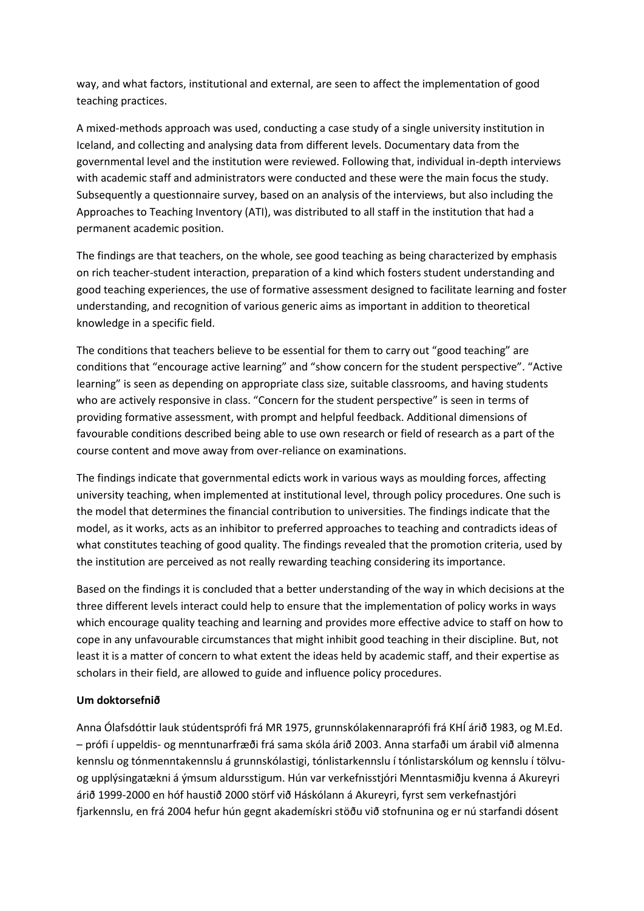way, and what factors, institutional and external, are seen to affect the implementation of good teaching practices.

A mixed-methods approach was used, conducting a case study of a single university institution in Iceland, and collecting and analysing data from different levels. Documentary data from the governmental level and the institution were reviewed. Following that, individual in-depth interviews with academic staff and administrators were conducted and these were the main focus the study. Subsequently a questionnaire survey, based on an analysis of the interviews, but also including the Approaches to Teaching Inventory (ATI), was distributed to all staff in the institution that had a permanent academic position.

The findings are that teachers, on the whole, see good teaching as being characterized by emphasis on rich teacher-student interaction, preparation of a kind which fosters student understanding and good teaching experiences, the use of formative assessment designed to facilitate learning and foster understanding, and recognition of various generic aims as important in addition to theoretical knowledge in a specific field.

The conditions that teachers believe to be essential for them to carry out "good teaching" are conditions that "encourage active learning" and "show concern for the student perspective". "Active learning" is seen as depending on appropriate class size, suitable classrooms, and having students who are actively responsive in class. "Concern for the student perspective" is seen in terms of providing formative assessment, with prompt and helpful feedback. Additional dimensions of favourable conditions described being able to use own research or field of research as a part of the course content and move away from over-reliance on examinations.

The findings indicate that governmental edicts work in various ways as moulding forces, affecting university teaching, when implemented at institutional level, through policy procedures. One such is the model that determines the financial contribution to universities. The findings indicate that the model, as it works, acts as an inhibitor to preferred approaches to teaching and contradicts ideas of what constitutes teaching of good quality. The findings revealed that the promotion criteria, used by the institution are perceived as not really rewarding teaching considering its importance.

Based on the findings it is concluded that a better understanding of the way in which decisions at the three different levels interact could help to ensure that the implementation of policy works in ways which encourage quality teaching and learning and provides more effective advice to staff on how to cope in any unfavourable circumstances that might inhibit good teaching in their discipline. But, not least it is a matter of concern to what extent the ideas held by academic staff, and their expertise as scholars in their field, are allowed to guide and influence policy procedures.

**Um doktorsefnið**

Anna Ólafsdóttir lauk stúdentsprófi frá MR 1975, grunnskólakennaraprófi frá KHÍ árið 1983, og M.Ed. – prófi í uppeldis- og menntunarfræði frá sama skóla árið 2003. Anna starfaði um árabil við almenna kennslu og tónmenntakennslu á grunnskólastigi, tónlistarkennslu í tónlistarskólum og kennslu í tölvu- og upplýsingatækni á ýmsum aldursstigum. Hún var verkefnisstjóri Menntasmiðju kvenna á Akureyri árið 1999-2000 en hóf haustið 2000 störf við Háskólann á Akureyri, fyrst sem verkefnastjóri fjarkennslu, en frá 2004 hefur hún gegnt akademískri stöðu við stofnunina og er nú starfandi dósent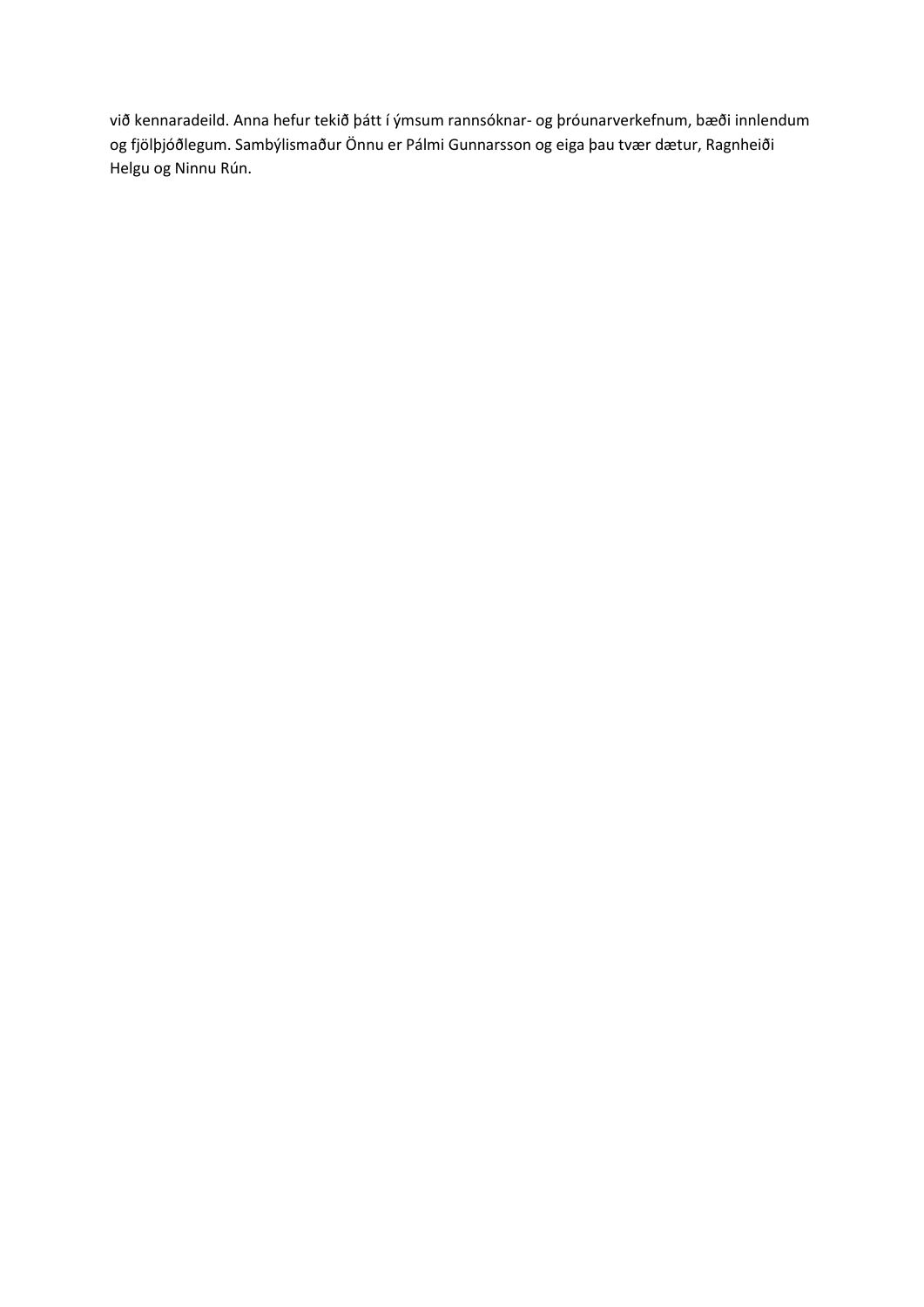við kennaradeild. Anna hefur tekið þátt í ýmsum rannsóknar- og þróunarverkefnum, bæði innlendum og fjölþjóðlegum. Sambýlismaður Önnu er Pálmi Gunnarsson og eiga þau tvær dætur, Ragnheiði Helgu og Ninnu Rún.